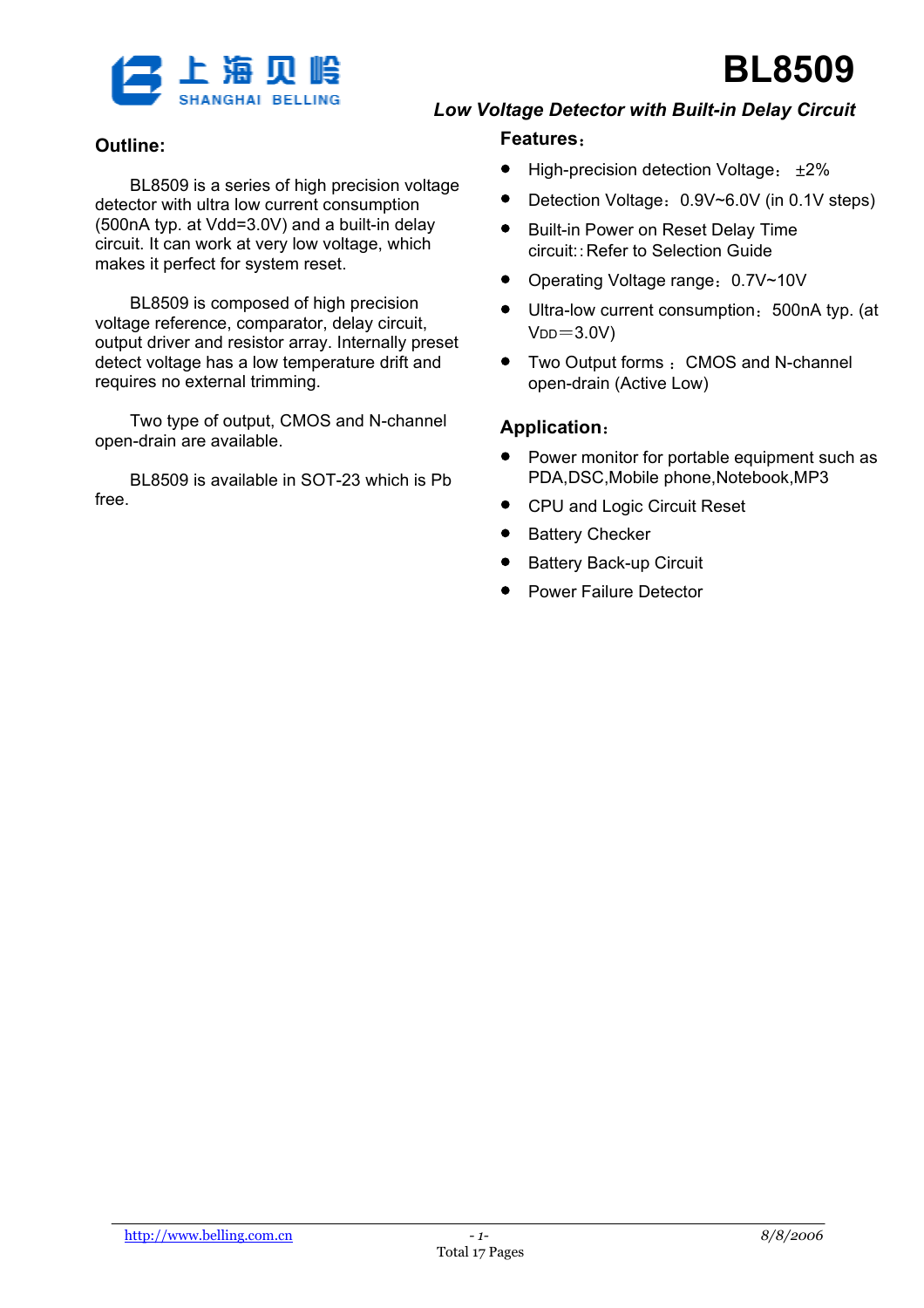上海贝岭
SHANGHAI BELLING

# BL8509

***Low Voltage Detector with Built-in Delay Circuit***

## Outline:

BL8509 is a series of high precision voltage detector with ultra low current consumption (500nA typ. at Vdd=3.0V) and a built-in delay circuit. It can work at very low voltage, which makes it perfect for system reset.

BL8509 is composed of high precision voltage reference, comparator, delay circuit, output driver and resistor array. Internally preset detect voltage has a low temperature drift and requires no external trimming.

Two type of output, CMOS and N-channel open-drain are available.

BL8509 is available in SOT-23 which is Pb free.

## Features：

- High-precision detection Voltage： ±2%
- Detection Voltage：0.9V~6.0V (in 0.1V steps)
- Built-in Power on Reset Delay Time circuit:：Refer to Selection Guide
- Operating Voltage range：0.7V~10V
- Ultra-low current consumption：500nA typ. (at $V_{DD}$＝3.0V)
- Two Output forms ：CMOS and N-channel open-drain (Active Low)

## Application：

- Power monitor for portable equipment such as PDA,DSC,Mobile phone,Notebook,MP3
- CPU and Logic Circuit Reset
- Battery Checker
- Battery Back-up Circuit
- Power Failure Detector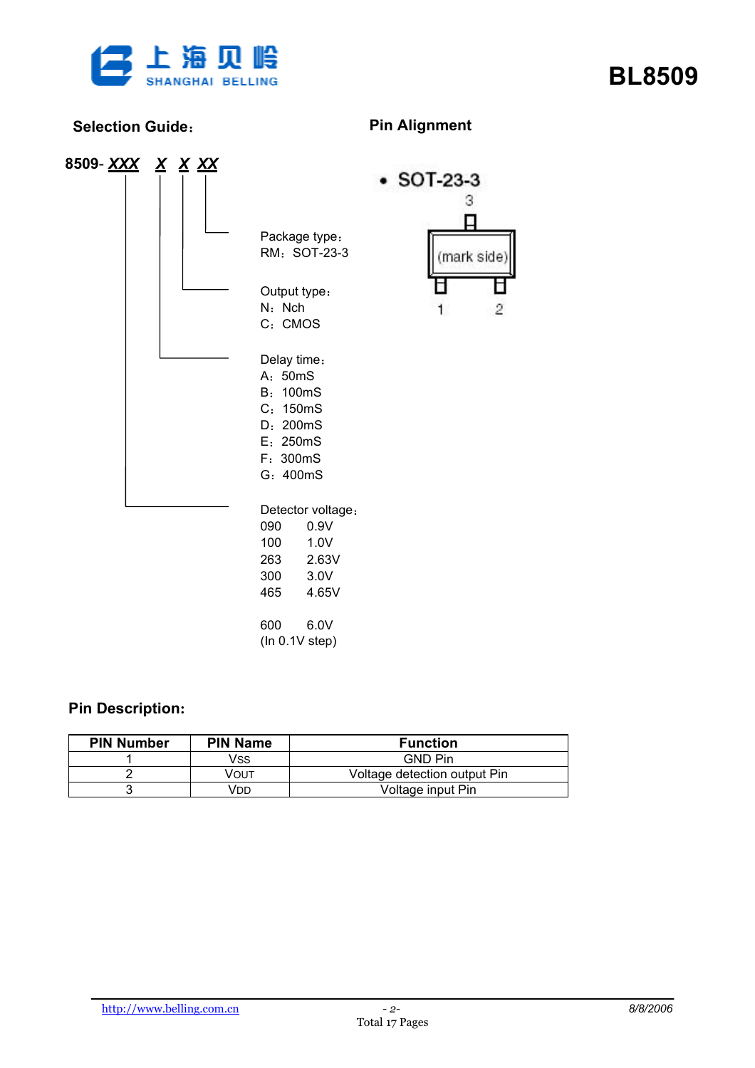## Selection Guide：

8509- XXX X X XX

Package type：
RM：SOT-23-3

Output type：
N：Nch
C：CMOS

Delay time：
A：50mS
B：100mS
C：150mS
D：200mS
E：250mS
F：300mS
G：400mS

Detector voltage：
090 0.9V
100 1.0V
263 2.63V
300 3.0V
465 4.65V

600 6.0V
(In 0.1V step)

## Pin Alignment

- SOT-23-3

3

(mark side)

1 2

## Pin Description:

| PIN Number | PIN Name | Function |
|---|---|---|
| 1 | VSS | GND Pin |
| 2 | VOUT | Voltage detection output Pin |
| 3 | VDD | Voltage input Pin |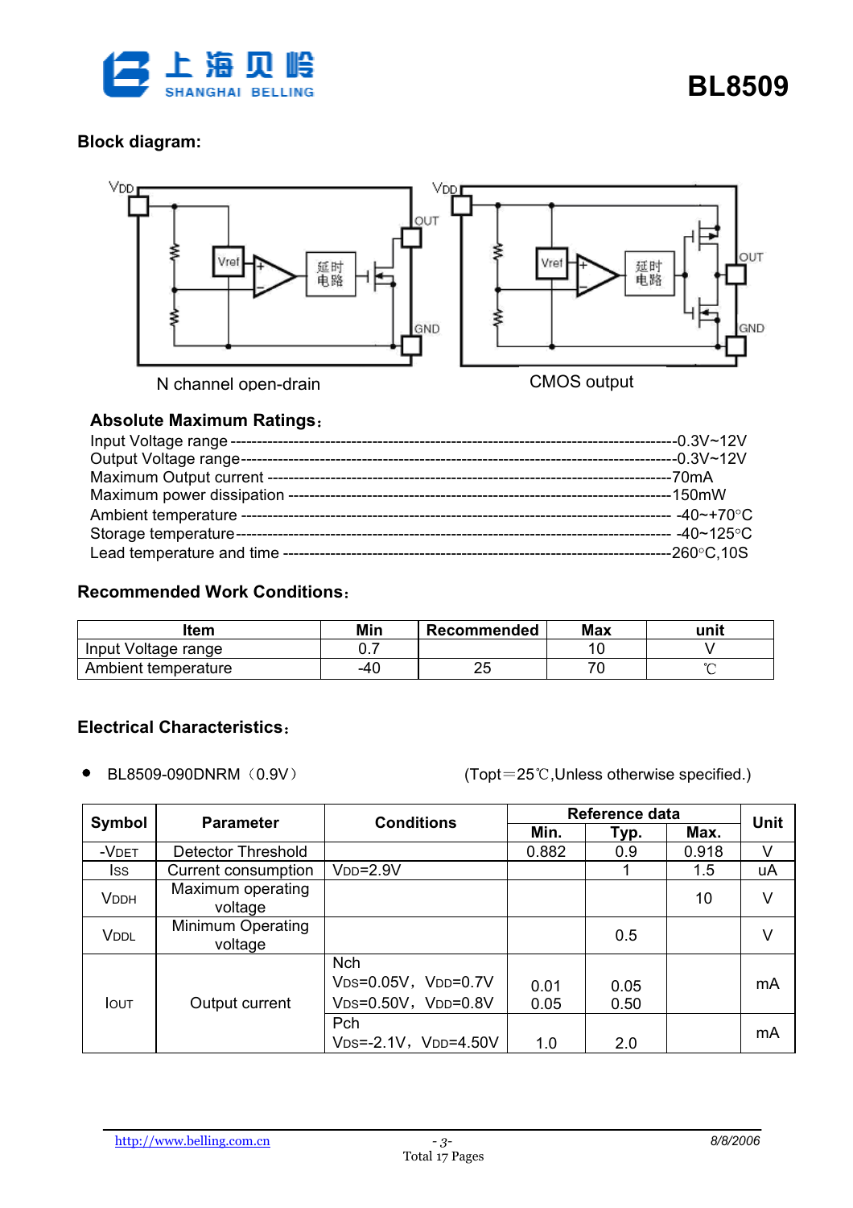## Block diagram:

VDD
OUT
Vref
延时电路
GND

N channel open-drain

VDD
Vref
延时电路
OUT
GND

CMOS output

### Absolute Maximum Ratings：

Input Voltage range -------------------------------------------------------------------------------------0.3V~12V
Output Voltage range-----------------------------------------------------------------------------------0.3V~12V
Maximum Output current ------------------------------------------------------------------------70mA
Maximum power dissipation -------------------------------------------------------------------150mW
Ambient temperature --------------------------------------------------------------------------- -40~+70°C
Storage temperature---------------------------------------------------------------------------- -40~125°C
Lead temperature and time -------------------------------------------------------------------260°C,10S

### Recommended Work Conditions：

| Item | Min | Recommended | Max | unit |
|---|---|---|---|---|
| Input Voltage range | 0.7 | | 10 | V |
| Ambient temperature | -40 | 25 | 70 | ℃ |

### Electrical Characteristics：

- BL8509-090DNRM（0.9V）　　　　　　(Topt＝25℃,Unless otherwise specified.)

| Symbol | Parameter | Conditions | Reference data | | | Unit |
|---|---|---|---|---|---|---|
| | | | Min. | Typ. | Max. | |
| $-V_{DET}$ | Detector Threshold | | 0.882 | 0.9 | 0.918 | V |
| $I_{SS}$ | Current consumption | $V_{DD}$=2.9V | | 1 | 1.5 | uA |
| $V_{DDH}$ | Maximum operating voltage | | | | 10 | V |
| $V_{DDL}$ | Minimum Operating voltage | | | 0.5 | | V |
| $I_{OUT}$ | Output current | Nch<br>$V_{DS}$=0.05V，$V_{DD}$=0.7V<br>$V_{DS}$=0.50V，$V_{DD}$=0.8V | 0.01<br>0.05 | 0.05<br>0.50 | | mA |
| | | Pch<br>$V_{DS}$=-2.1V，$V_{DD}$=4.50V | 1.0 | 2.0 | | mA |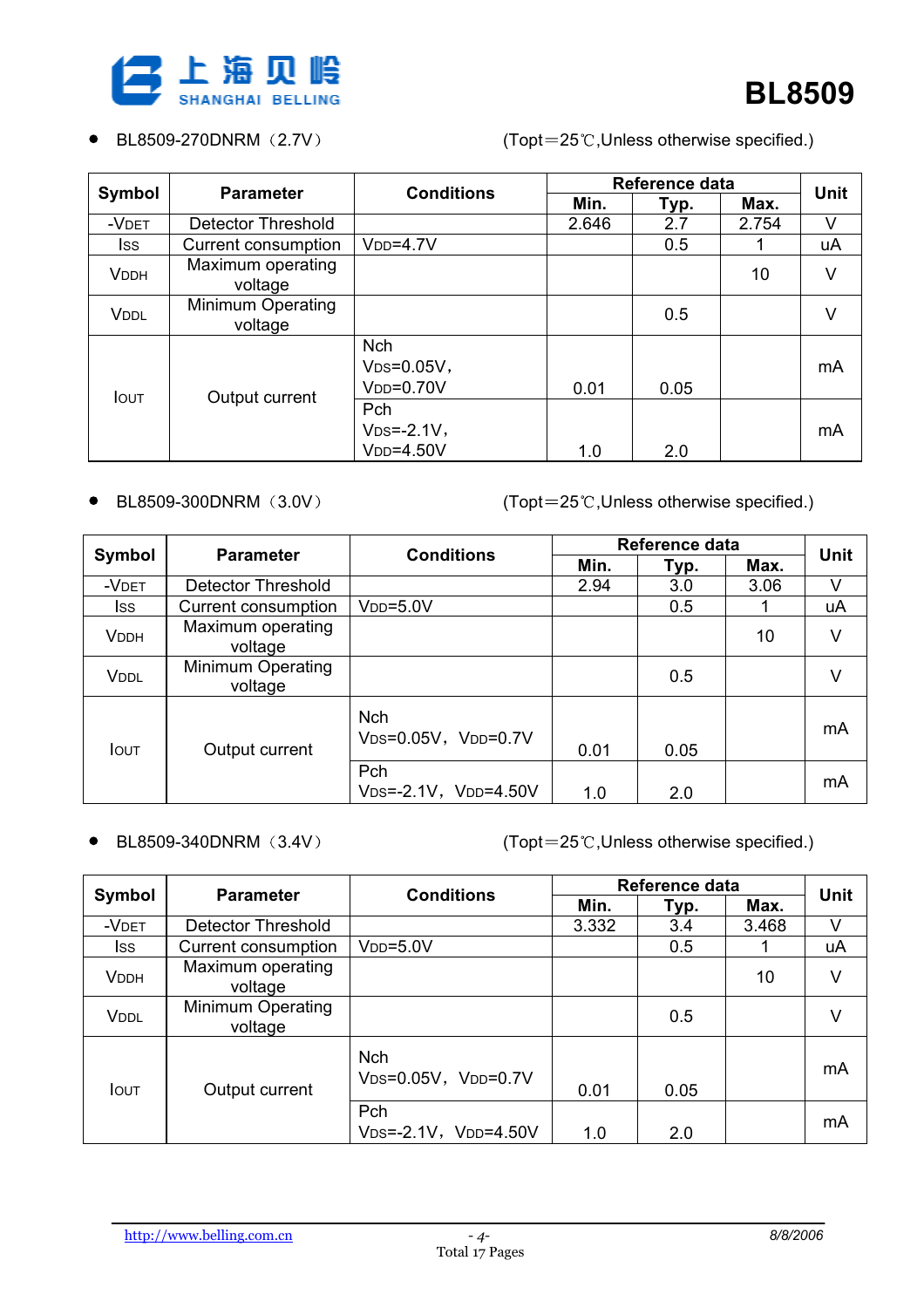- BL8509-270DNRM（2.7V）　　(Topt＝25℃,Unless otherwise specified.)

| Symbol | Parameter | Conditions | Reference data | | | Unit |
|---|---|---|---|---|---|---|
| | | | Min. | Typ. | Max. | |
| $-V_{DET}$ | Detector Threshold | | 2.646 | 2.7 | 2.754 | V |
| $I_{SS}$ | Current consumption | $V_{DD}$=4.7V | | 0.5 | 1 | uA |
| $V_{DDH}$ | Maximum operating voltage | | | | 10 | V |
| $V_{DDL}$ | Minimum Operating voltage | | | 0.5 | | V |
| $I_{OUT}$ | Output current | Nch $V_{DS}$=0.05V, $V_{DD}$=0.70V | 0.01 | 0.05 | | mA |
| | | Pch $V_{DS}$=-2.1V, $V_{DD}$=4.50V | 1.0 | 2.0 | | mA |

- BL8509-300DNRM（3.0V）　　(Topt＝25℃,Unless otherwise specified.)

| Symbol | Parameter | Conditions | Reference data | | | Unit |
|---|---|---|---|---|---|---|
| | | | Min. | Typ. | Max. | |
| $-V_{DET}$ | Detector Threshold | | 2.94 | 3.0 | 3.06 | V |
| $I_{SS}$ | Current consumption | $V_{DD}$=5.0V | | 0.5 | 1 | uA |
| $V_{DDH}$ | Maximum operating voltage | | | | 10 | V |
| $V_{DDL}$ | Minimum Operating voltage | | | 0.5 | | V |
| $I_{OUT}$ | Output current | Nch $V_{DS}$=0.05V, $V_{DD}$=0.7V | 0.01 | 0.05 | | mA |
| | | Pch $V_{DS}$=-2.1V, $V_{DD}$=4.50V | 1.0 | 2.0 | | mA |

- BL8509-340DNRM（3.4V）　　(Topt＝25℃,Unless otherwise specified.)

| Symbol | Parameter | Conditions | Reference data | | | Unit |
|---|---|---|---|---|---|---|
| | | | Min. | Typ. | Max. | |
| $-V_{DET}$ | Detector Threshold | | 3.332 | 3.4 | 3.468 | V |
| $I_{SS}$ | Current consumption | $V_{DD}$=5.0V | | 0.5 | 1 | uA |
| $V_{DDH}$ | Maximum operating voltage | | | | 10 | V |
| $V_{DDL}$ | Minimum Operating voltage | | | 0.5 | | V |
| $I_{OUT}$ | Output current | Nch $V_{DS}$=0.05V, $V_{DD}$=0.7V | 0.01 | 0.05 | | mA |
| | | Pch $V_{DS}$=-2.1V, $V_{DD}$=4.50V | 1.0 | 2.0 | | mA |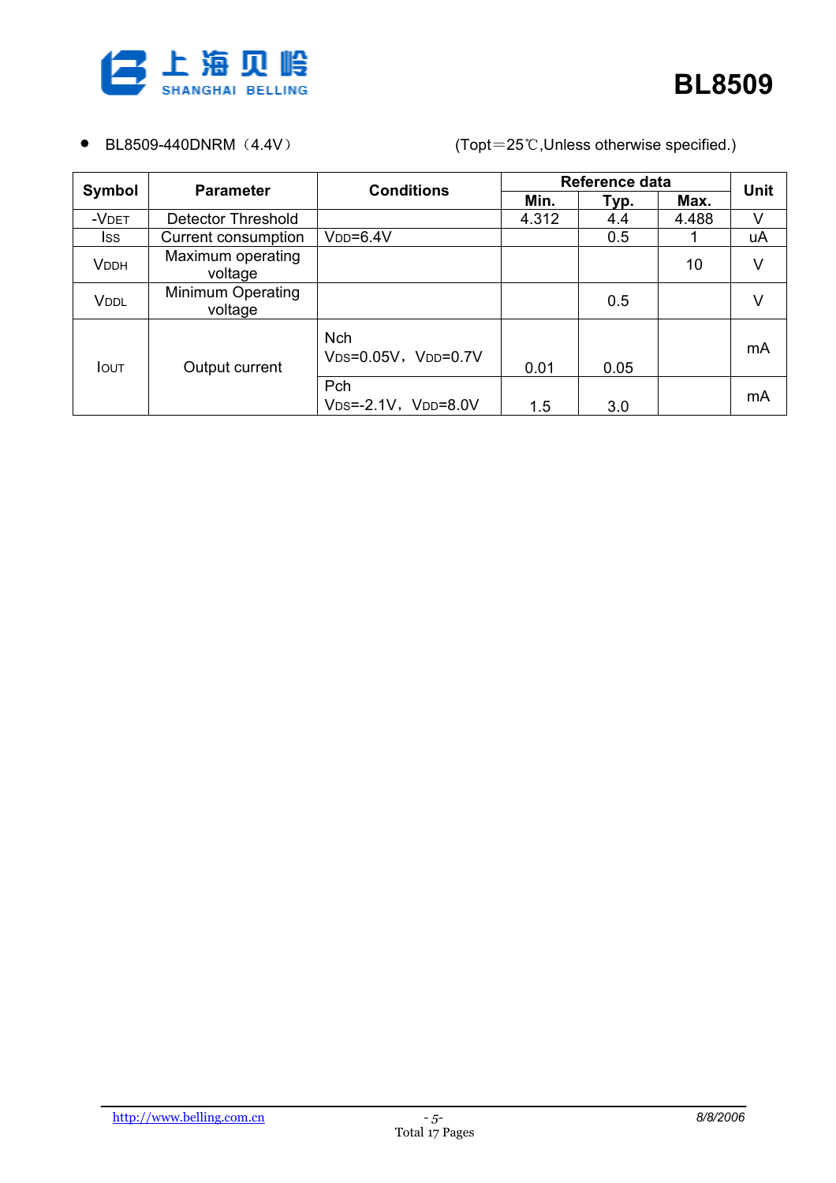- BL8509-440DNRM（4.4V）　　　　　　　　(Topt＝25℃,Unless otherwise specified.)

| Symbol | Parameter | Conditions | Reference data | | | Unit |
|---|---|---|---|---|---|---|
| | | | Min. | Typ. | Max. | |
| $-V_{DET}$ | Detector Threshold | | 4.312 | 4.4 | 4.488 | V |
| $I_{SS}$ | Current consumption | $V_{DD}$=6.4V | | 0.5 | 1 | uA |
| $V_{DDH}$ | Maximum operating voltage | | | | 10 | V |
| $V_{DDL}$ | Minimum Operating voltage | | | 0.5 | | V |
| $I_{OUT}$ | Output current | Nch $V_{DS}$=0.05V，$V_{DD}$=0.7V | 0.01 | 0.05 | | mA |
| | | Pch $V_{DS}$=-2.1V，$V_{DD}$=8.0V | 1.5 | 3.0 | | mA |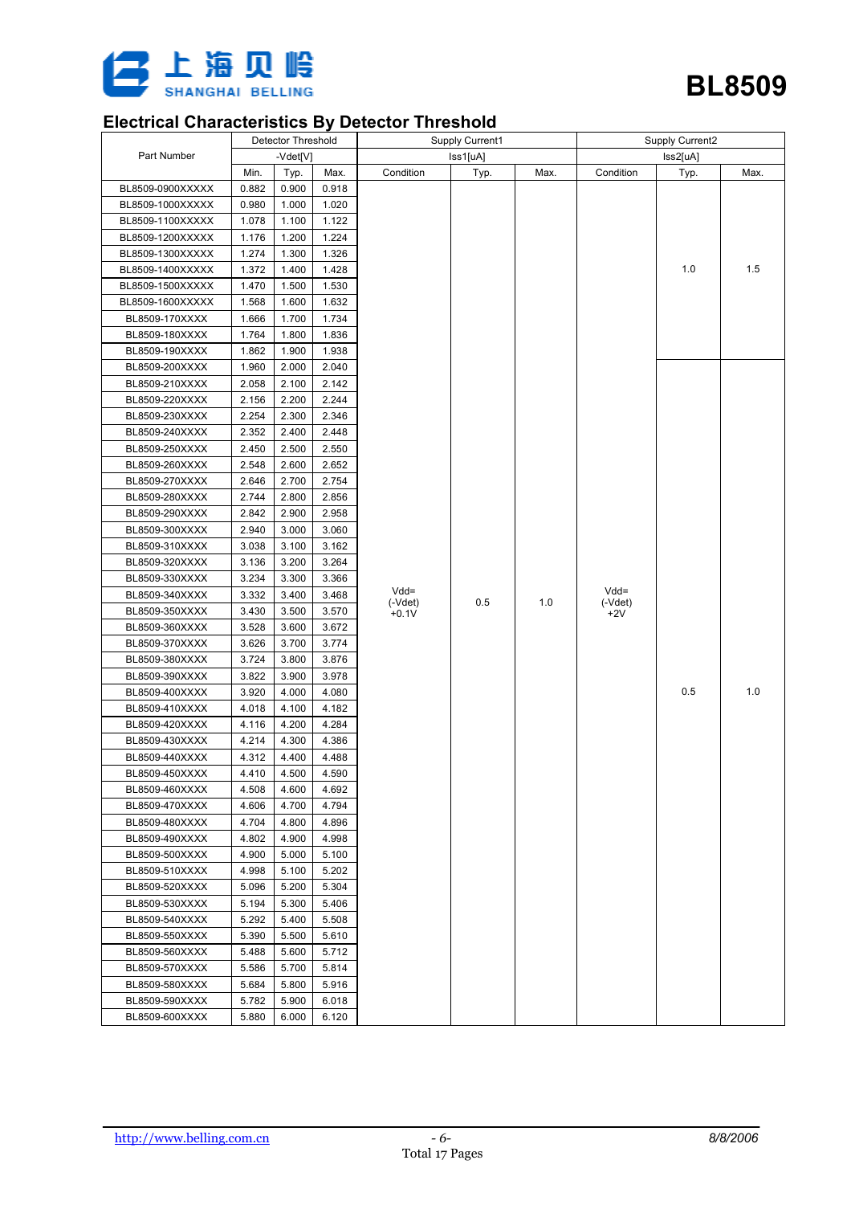## Electrical Characteristics By Detector Threshold

| Part Number | Detector Threshold -Vdet[V] | | | Supply Current1 Iss1[uA] | | | Supply Current2 Iss2[uA] | | |
|---|---|---|---|---|---|---|---|---|---|
| | Min. | Typ. | Max. | Condition | Typ. | Max. | Condition | Typ. | Max. |
| BL8509-0900XXXXX | 0.882 | 0.900 | 0.918 | Vdd=(-Vdet)+0.1V | 0.5 | 1.0 | Vdd=(-Vdet)+2V | 1.0 | 1.5 |
| BL8509-1000XXXXX | 0.980 | 1.000 | 1.020 | | | | | | |
| BL8509-1100XXXXX | 1.078 | 1.100 | 1.122 | | | | | | |
| BL8509-1200XXXXX | 1.176 | 1.200 | 1.224 | | | | | | |
| BL8509-1300XXXXX | 1.274 | 1.300 | 1.326 | | | | | | |
| BL8509-1400XXXXX | 1.372 | 1.400 | 1.428 | | | | | | |
| BL8509-1500XXXXX | 1.470 | 1.500 | 1.530 | | | | | | |
| BL8509-1600XXXXX | 1.568 | 1.600 | 1.632 | | | | | | |
| BL8509-170XXXX | 1.666 | 1.700 | 1.734 | | | | | | |
| BL8509-180XXXX | 1.764 | 1.800 | 1.836 | | | | | | |
| BL8509-190XXXX | 1.862 | 1.900 | 1.938 | | | | | | |
| BL8509-200XXXX | 1.960 | 2.000 | 2.040 | | | | | 0.5 | 1.0 |
| BL8509-210XXXX | 2.058 | 2.100 | 2.142 | | | | | | |
| BL8509-220XXXX | 2.156 | 2.200 | 2.244 | | | | | | |
| BL8509-230XXXX | 2.254 | 2.300 | 2.346 | | | | | | |
| BL8509-240XXXX | 2.352 | 2.400 | 2.448 | | | | | | |
| BL8509-250XXXX | 2.450 | 2.500 | 2.550 | | | | | | |
| BL8509-260XXXX | 2.548 | 2.600 | 2.652 | | | | | | |
| BL8509-270XXXX | 2.646 | 2.700 | 2.754 | | | | | | |
| BL8509-280XXXX | 2.744 | 2.800 | 2.856 | | | | | | |
| BL8509-290XXXX | 2.842 | 2.900 | 2.958 | | | | | | |
| BL8509-300XXXX | 2.940 | 3.000 | 3.060 | | | | | | |
| BL8509-310XXXX | 3.038 | 3.100 | 3.162 | | | | | | |
| BL8509-320XXXX | 3.136 | 3.200 | 3.264 | | | | | | |
| BL8509-330XXXX | 3.234 | 3.300 | 3.366 | | | | | | |
| BL8509-340XXXX | 3.332 | 3.400 | 3.468 | | | | | | |
| BL8509-350XXXX | 3.430 | 3.500 | 3.570 | | | | | | |
| BL8509-360XXXX | 3.528 | 3.600 | 3.672 | | | | | | |
| BL8509-370XXXX | 3.626 | 3.700 | 3.774 | | | | | | |
| BL8509-380XXXX | 3.724 | 3.800 | 3.876 | | | | | | |
| BL8509-390XXXX | 3.822 | 3.900 | 3.978 | | | | | | |
| BL8509-400XXXX | 3.920 | 4.000 | 4.080 | | | | | | |
| BL8509-410XXXX | 4.018 | 4.100 | 4.182 | | | | | | |
| BL8509-420XXXX | 4.116 | 4.200 | 4.284 | | | | | | |
| BL8509-430XXXX | 4.214 | 4.300 | 4.386 | | | | | | |
| BL8509-440XXXX | 4.312 | 4.400 | 4.488 | | | | | | |
| BL8509-450XXXX | 4.410 | 4.500 | 4.590 | | | | | | |
| BL8509-460XXXX | 4.508 | 4.600 | 4.692 | | | | | | |
| BL8509-470XXXX | 4.606 | 4.700 | 4.794 | | | | | | |
| BL8509-480XXXX | 4.704 | 4.800 | 4.896 | | | | | | |
| BL8509-490XXXX | 4.802 | 4.900 | 4.998 | | | | | | |
| BL8509-500XXXX | 4.900 | 5.000 | 5.100 | | | | | | |
| BL8509-510XXXX | 4.998 | 5.100 | 5.202 | | | | | | |
| BL8509-520XXXX | 5.096 | 5.200 | 5.304 | | | | | | |
| BL8509-530XXXX | 5.194 | 5.300 | 5.406 | | | | | | |
| BL8509-540XXXX | 5.292 | 5.400 | 5.508 | | | | | | |
| BL8509-550XXXX | 5.390 | 5.500 | 5.610 | | | | | | |
| BL8509-560XXXX | 5.488 | 5.600 | 5.712 | | | | | | |
| BL8509-570XXXX | 5.586 | 5.700 | 5.814 | | | | | | |
| BL8509-580XXXX | 5.684 | 5.800 | 5.916 | | | | | | |
| BL8509-590XXXX | 5.782 | 5.900 | 6.018 | | | | | | |
| BL8509-600XXXX | 5.880 | 6.000 | 6.120 | | | | | | |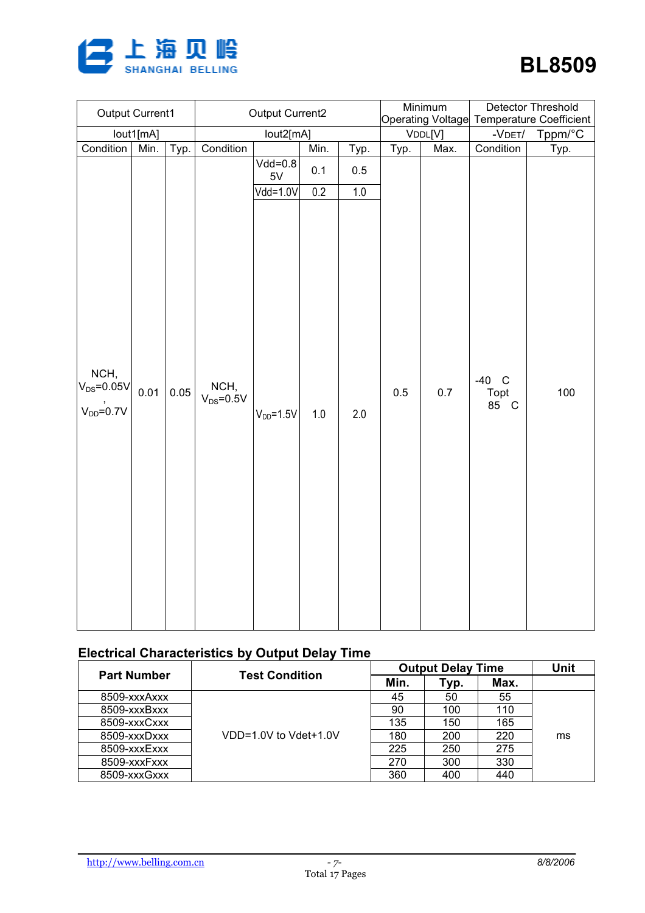| Output Current1 | | | Output Current2 | | | | Minimum Operating Voltage | | Detector Threshold Temperature Coefficient | |
|---|---|---|---|---|---|---|---|---|---|---|
| Iout1[mA] | | | Iout2[mA] | | | | VDDL[V] | | -VDET/ Tppm/°C | |
| Condition | Min. | Typ. | Condition | | Min. | Typ. | Typ. | Max. | Condition | Typ. |
| NCH, $V_{DS}$=0.05V, $V_{DD}$=0.7V | 0.01 | 0.05 | NCH, $V_{DS}$=0.5V | Vdd=0.85V | 0.1 | 0.5 | 0.5 | 0.7 | -40 C Topt 85 C | 100 |
| | | | | Vdd=1.0V | 0.2 | 1.0 | | | | |
| | | | | $V_{DD}$=1.5V | 1.0 | 2.0 | | | | |

## Electrical Characteristics by Output Delay Time

| Part Number | Test Condition | Output Delay Time | | | Unit |
|---|---|---|---|---|---|
| | | Min. | Typ. | Max. | |
| 8509-xxxAxxx | VDD=1.0V to Vdet+1.0V | 45 | 50 | 55 | ms |
| 8509-xxxBxxx | | 90 | 100 | 110 | |
| 8509-xxxCxxx | | 135 | 150 | 165 | |
| 8509-xxxDxxx | | 180 | 200 | 220 | |
| 8509-xxxExxx | | 225 | 250 | 275 | |
| 8509-xxxFxxx | | 270 | 300 | 330 | |
| 8509-xxxGxxx | | 360 | 400 | 440 | |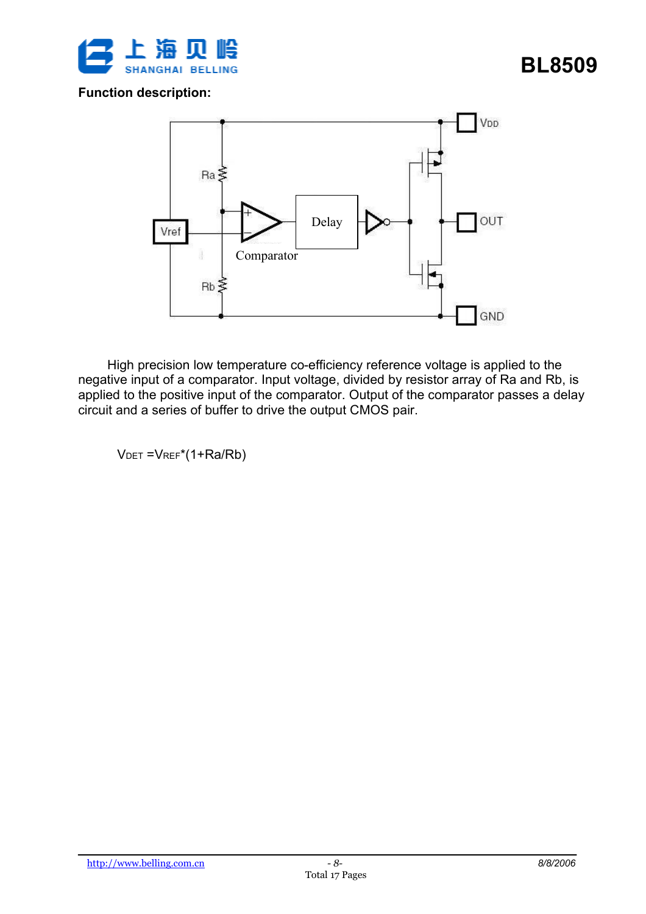**Function description:**

VDD

Ra

Vref

Delay

OUT

Comparator

Rb

GND

High precision low temperature co-efficiency reference voltage is applied to the negative input of a comparator. Input voltage, divided by resistor array of Ra and Rb, is applied to the positive input of the comparator. Output of the comparator passes a delay circuit and a series of buffer to drive the output CMOS pair.

$V_{DET} = V_{REF}*(1+Ra/Rb)$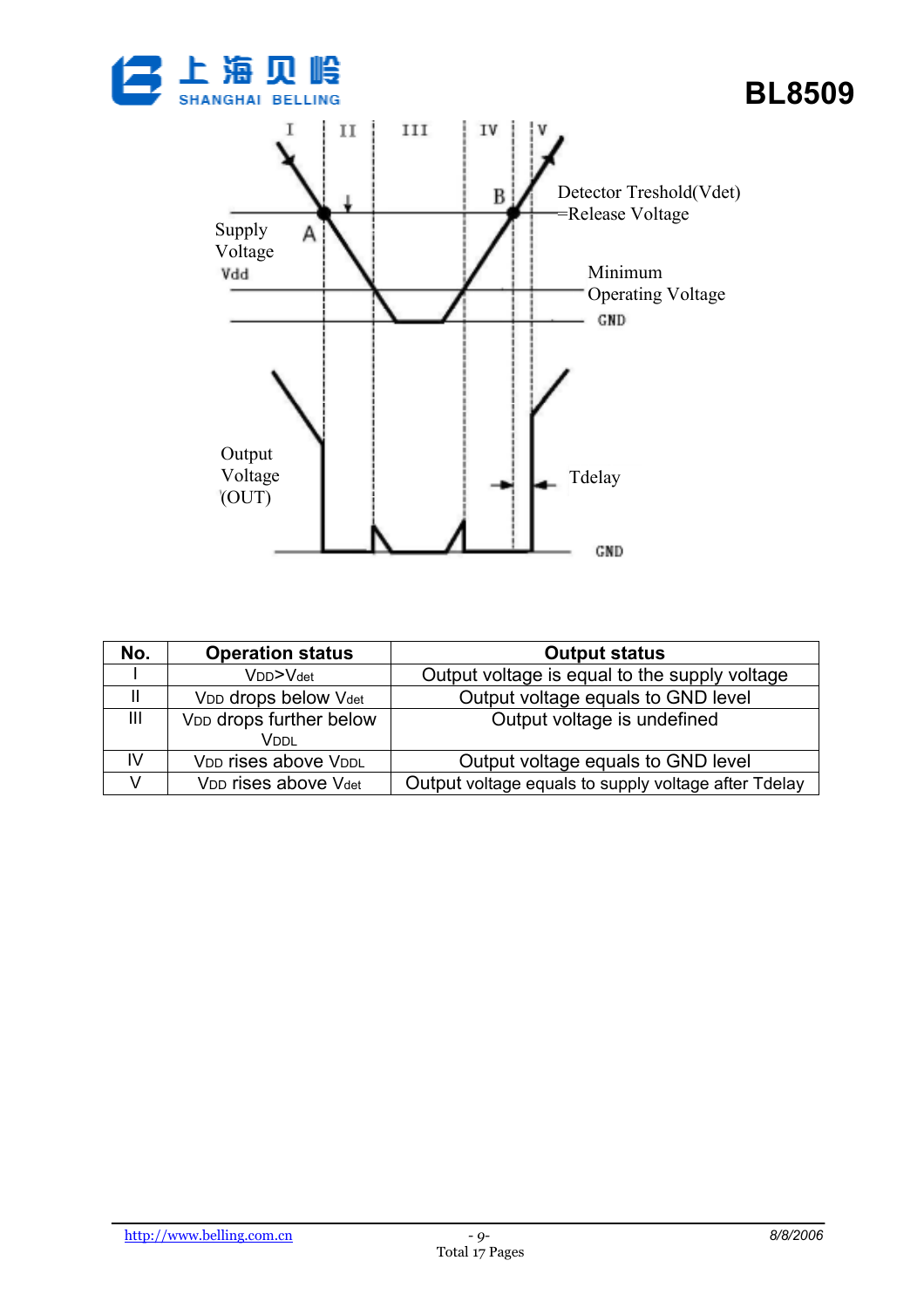I II III IV V

Supply Voltage Vdd

A

B

Detector Treshold(Vdet) =Release Voltage

Minimum Operating Voltage

GND

Output Voltage (OUT)

Tdelay

GND

| No. | Operation status | Output status |
|---|---|---|
| I | $V_{DD}>V_{det}$ | Output voltage is equal to the supply voltage |
| II | $V_{DD}$ drops below $V_{det}$ | Output voltage equals to GND level |
| III | $V_{DD}$ drops further below $V_{DDL}$ | Output voltage is undefined |
| IV | $V_{DD}$ rises above $V_{DDL}$ | Output voltage equals to GND level |
| V | $V_{DD}$ rises above $V_{det}$ | Output voltage equals to supply voltage after Tdelay |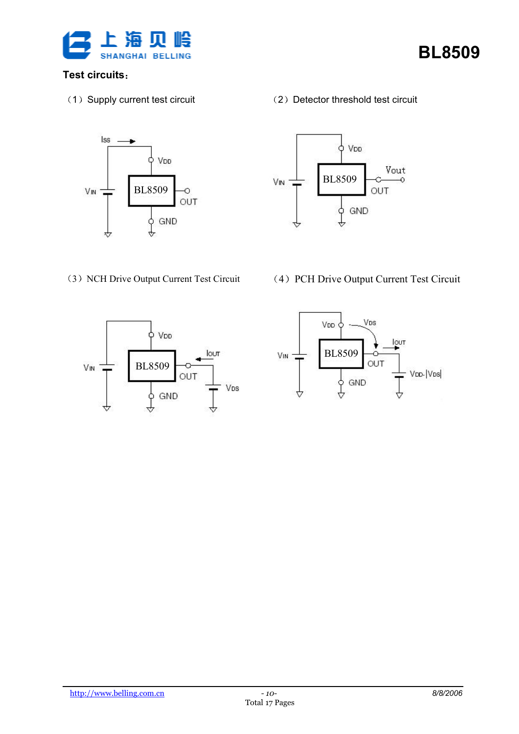## Test circuits：

（1）Supply current test circuit

Iss

VDD

VIN

BL8509

OUT

GND

（2）Detector threshold test circuit

VDD

VIN

BL8509

Vout

OUT

GND

（3）NCH Drive Output Current Test Circuit

VDD

VIN

BL8509

IOUT

OUT

VDS

GND

（4）PCH Drive Output Current Test Circuit

VDD

VDS

IOUT

VIN

BL8509

OUT

VDD-|VDS|

GND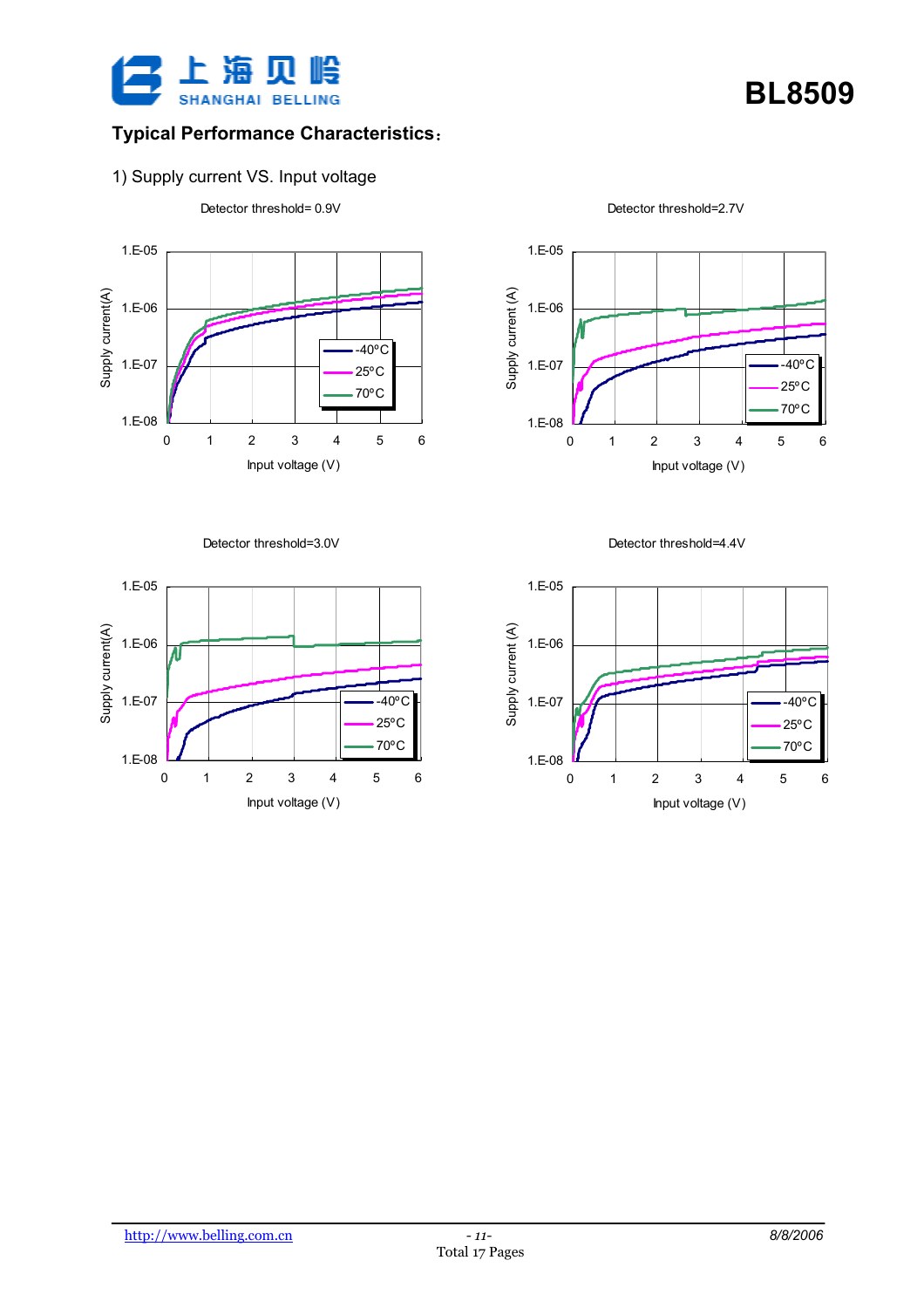## Typical Performance Characteristics：

1) Supply current VS. Input voltage

Detector threshold= 0.9V

1.E-05
1.E-06
1.E-07
1.E-08
Supply current(A)
0 1 2 3 4 5 6
Input voltage (V)
-40°C
25°C
70°C

Detector threshold=2.7V

1.E-05
1.E-06
1.E-07
1.E-08
Supply current (A)
0 1 2 3 4 5 6
Input voltage (V)
-40°C
25°C
70°C

Detector threshold=3.0V

1.E-05
1.E-06
1.E-07
1.E-08
Supply current(A)
0 1 2 3 4 5 6
Input voltage (V)
-40°C
25°C
70°C

Detector threshold=4.4V

1.E-05
1.E-06
1.E-07
1.E-08
Supply current (A)
0 1 2 3 4 5 6
Input voltage (V)
-40°C
25°C
70°C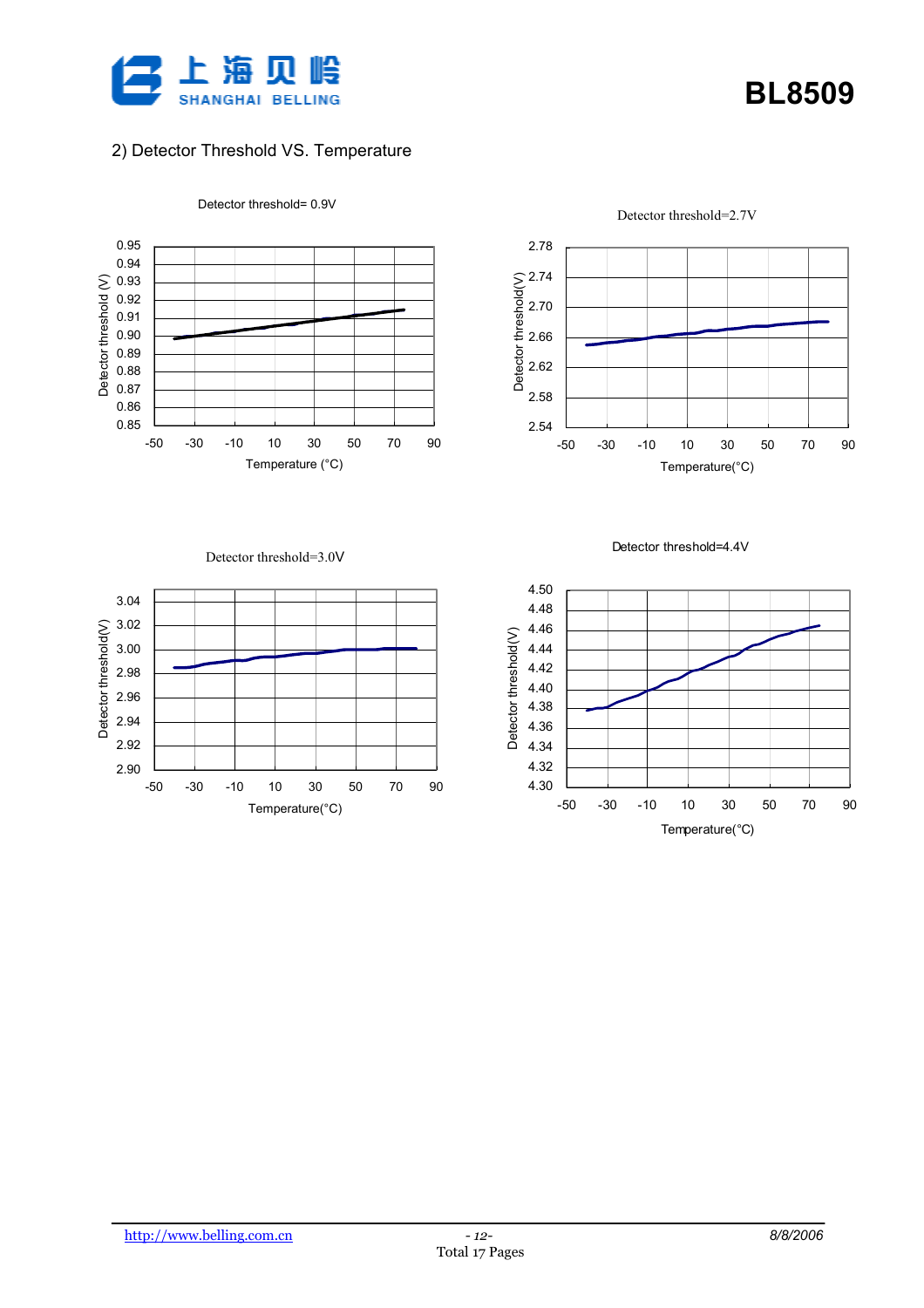## 2) Detector Threshold VS. Temperature

Detector threshold= 0.9V

Detector threshold (V)

0.95
0.94
0.93
0.92
0.91
0.90
0.89
0.88
0.87
0.86
0.85

-50 -30 -10 10 30 50 70 90

Temperature (°C)

Detector threshold=2.7V

Detector threshold(V)

2.78
2.74
2.70
2.66
2.62
2.58
2.54

-50 -30 -10 10 30 50 70 90

Temperature(°C)

Detector threshold=3.0V

Detector threshold(V)

3.04
3.02
3.00
2.98
2.96
2.94
2.92
2.90

-50 -30 -10 10 30 50 70 90

Temperature(°C)

Detector threshold=4.4V

Detector threshold(V)

4.50
4.48
4.46
4.44
4.42
4.40
4.38
4.36
4.34
4.32
4.30

-50 -30 -10 10 30 50 70 90

Temperature(°C)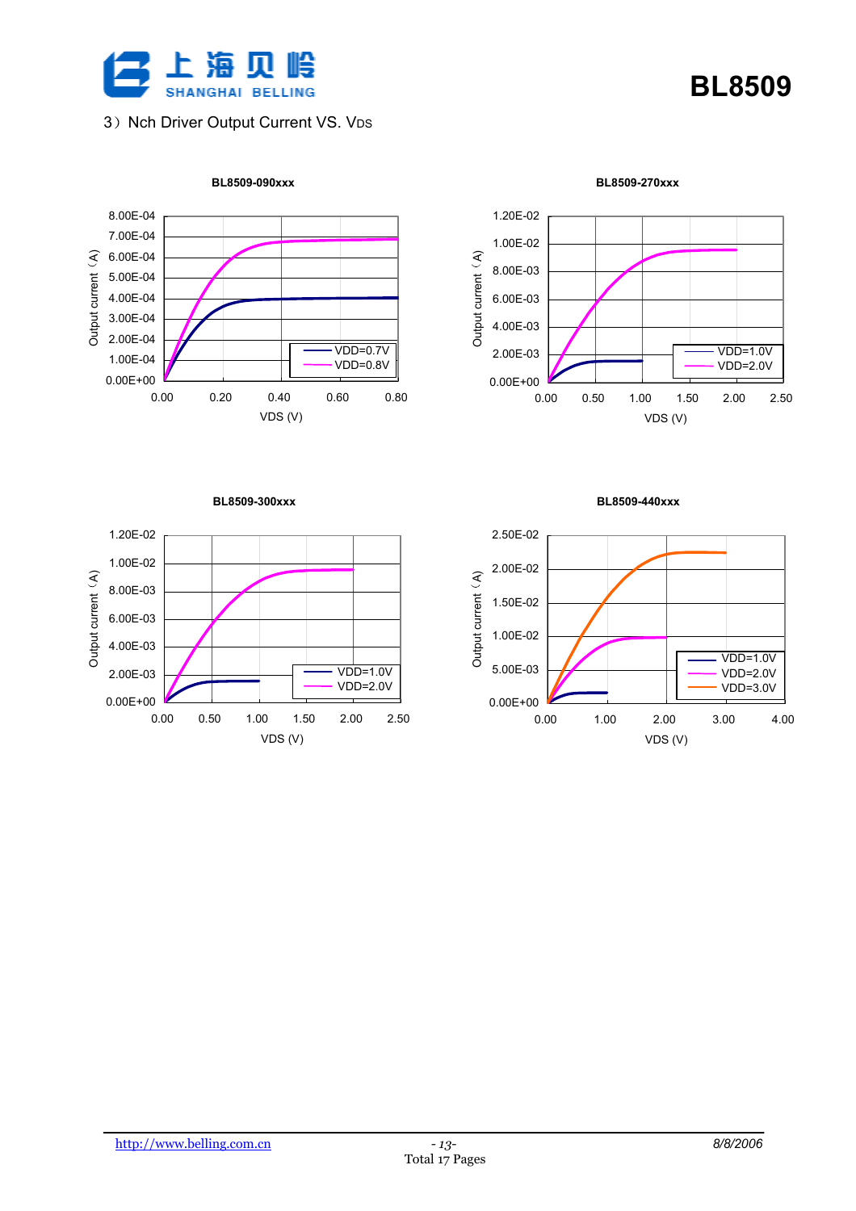3）Nch Driver Output Current VS. $V_{DS}$

**BL8509-090xxx**

Output current（A）

8.00E-04
7.00E-04
6.00E-04
5.00E-04
4.00E-04
3.00E-04
2.00E-04
1.00E-04
0.00E+00

0.00 0.20 0.40 0.60 0.80

VDS (V)

VDD=0.7V
VDD=0.8V

**BL8509-270xxx**

Output current（A）

1.20E-02
1.00E-02
8.00E-03
6.00E-03
4.00E-03
2.00E-03
0.00E+00

0.00 0.50 1.00 1.50 2.00 2.50

VDS (V)

VDD=1.0V
VDD=2.0V

**BL8509-300xxx**

Output current（A）

1.20E-02
1.00E-02
8.00E-03
6.00E-03
4.00E-03
2.00E-03
0.00E+00

0.00 0.50 1.00 1.50 2.00 2.50

VDS (V)

VDD=1.0V
VDD=2.0V

**BL8509-440xxx**

Output current（A）

2.50E-02
2.00E-02
1.50E-02
1.00E-02
5.00E-03
0.00E+00

0.00 1.00 2.00 3.00 4.00

VDS (V)

VDD=1.0V
VDD=2.0V
VDD=3.0V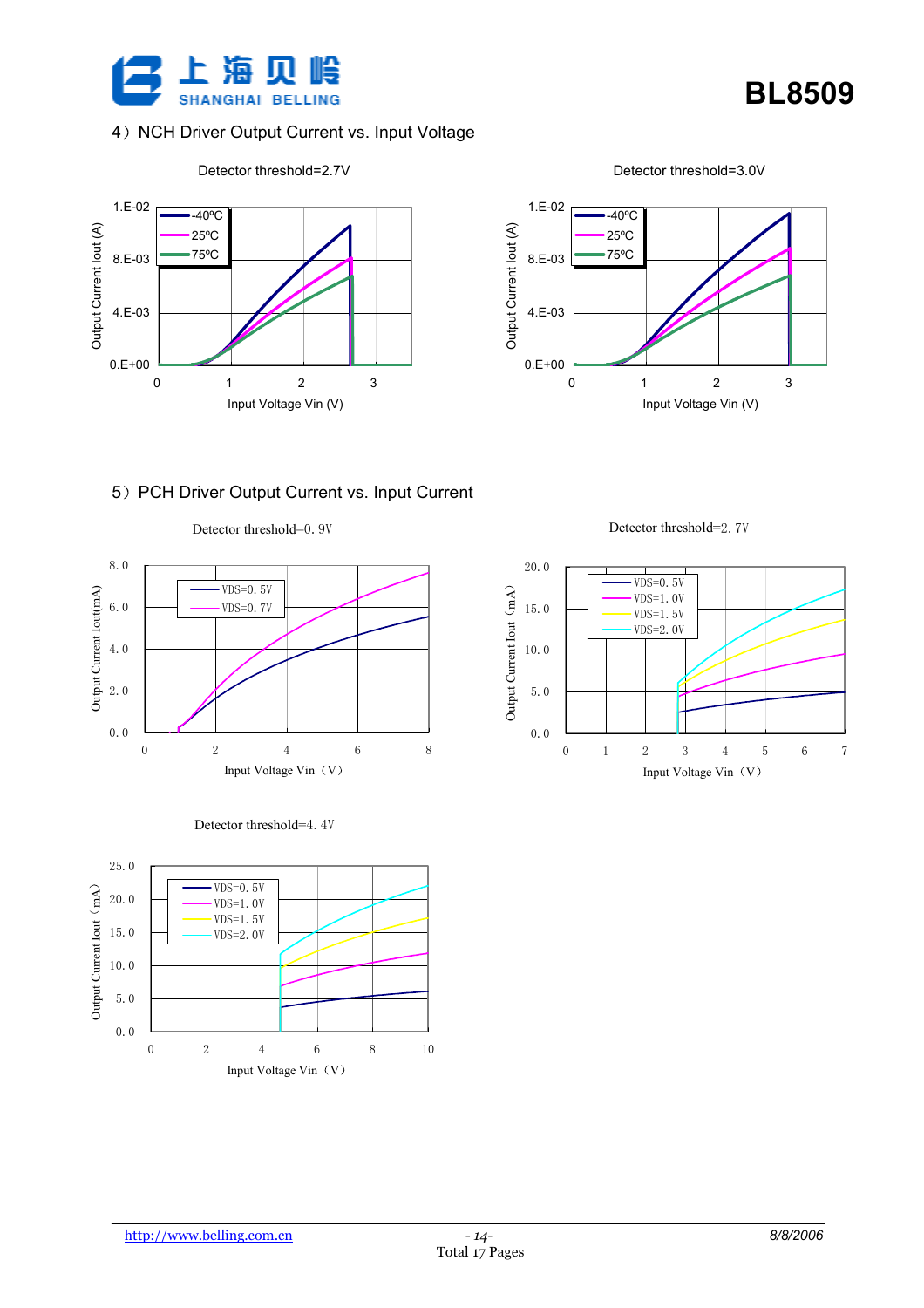4）NCH Driver Output Current vs. Input Voltage

Detector threshold=2.7V

1.E-02
8.E-03
4.E-03
0.E+00
Output Current Iout (A)
-40ºC
25ºC
75ºC
0
1
2
3
Input Voltage Vin (V)

Detector threshold=3.0V

1.E-02
8.E-03
4.E-03
0.E+00
Output Current Iout (A)
-40ºC
25ºC
75ºC
0
1
2
3
Input Voltage Vin (V)

5）PCH Driver Output Current vs. Input Current

Detector threshold=0.9V

8.0
6.0
4.0
2.0
0.0
Output Current Iout(mA)
VDS=0.5V
VDS=0.7V
0
2
4
6
8
Input Voltage Vin（V）

Detector threshold=2.7V

20.0
15.0
10.0
5.0
0.0
Output Current Iout（mA）
VDS=0.5V
VDS=1.0V
VDS=1.5V
VDS=2.0V
0
1
2
3
4
5
6
7
Input Voltage Vin（V）

Detector threshold=4.4V

25.0
20.0
15.0
10.0
5.0
0.0
Output Current Iout（mA）
VDS=0.5V
VDS=1.0V
VDS=1.5V
VDS=2.0V
0
2
4
6
8
10
Input Voltage Vin（V）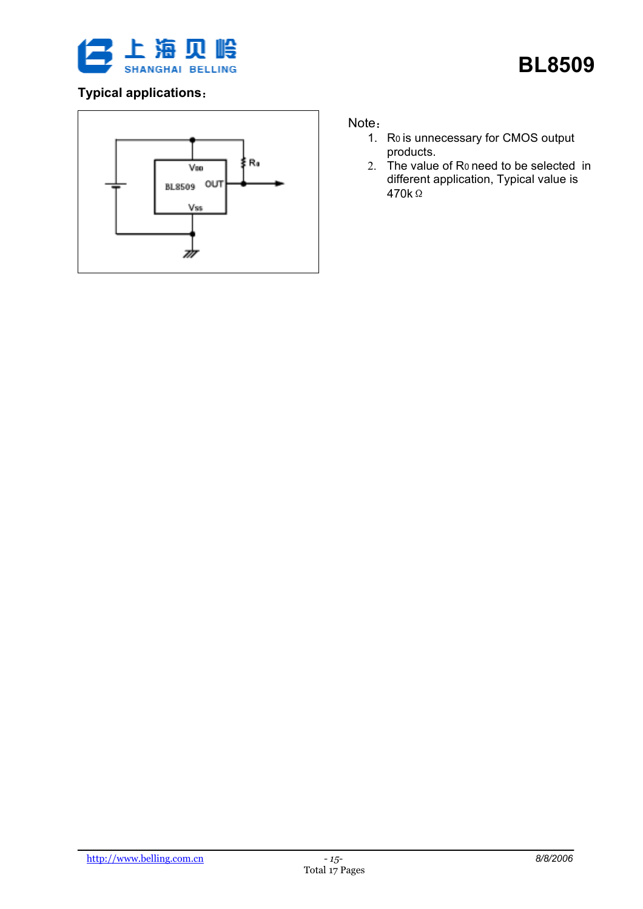## Typical applications：

VDD

BL8509 OUT

VSS

R0

Note：

1. $R_0$ is unnecessary for CMOS output products.
2. The value of $R_0$ need to be selected in different application, Typical value is 470kΩ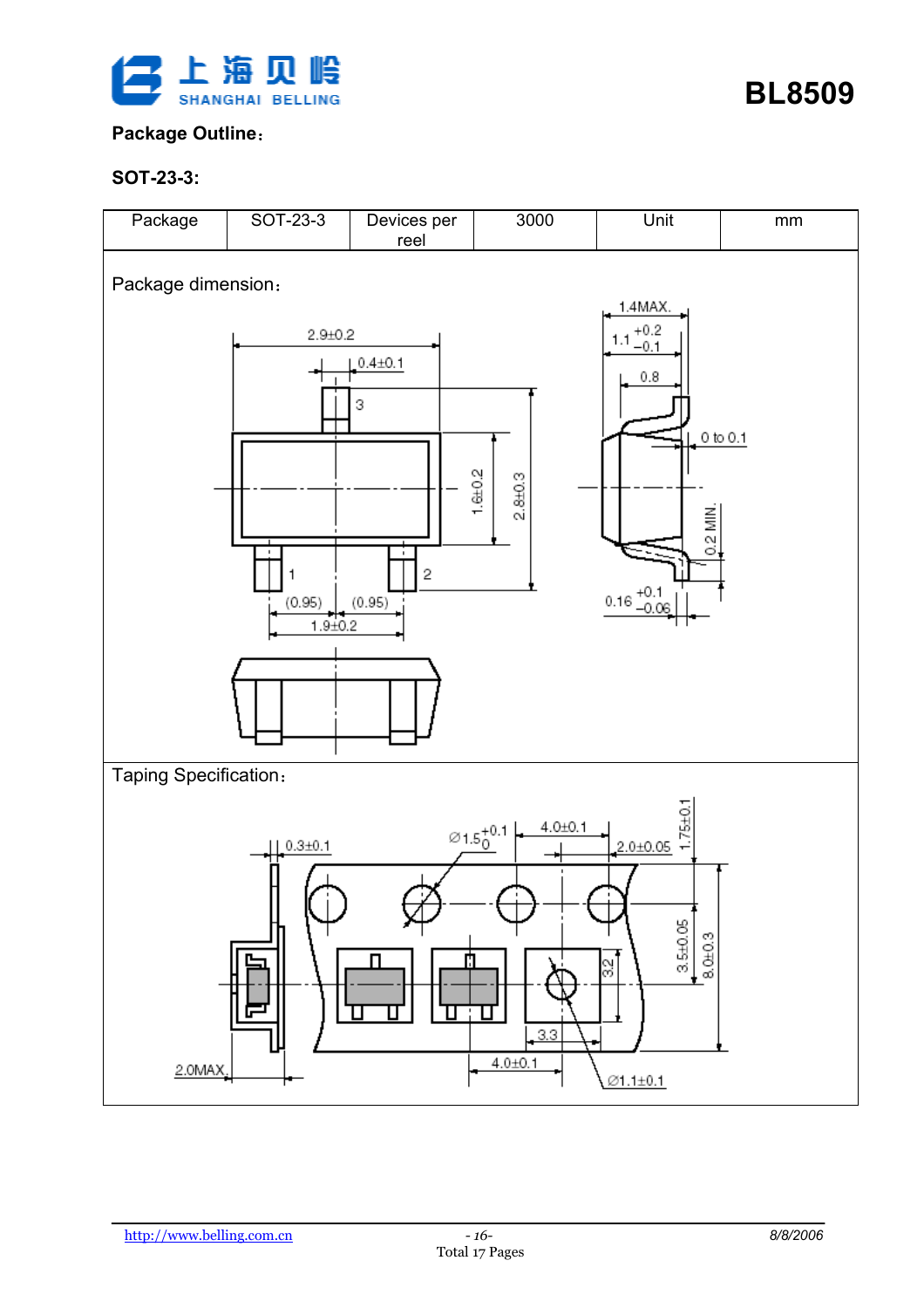## Package Outline：

### SOT-23-3:

| Package | SOT-23-3 | Devices per reel | 3000 | Unit | mm |
|---|---|---|---|---|---|

Package dimension：

2.9±0.2
0.4±0.1
3
1.6±0.2
2.8±0.3
1
2
(0.95)
(0.95)
1.9±0.2
1.4MAX.
1.1 +0.2 −0.1
0.8
0 to 0.1
0.2 MIN.
0.16 +0.1 −0.06

Taping Specification：

0.3±0.1
Ø1.5 +0.1 0
4.0±0.1
2.0±0.05
1.75±0.1
3.5±0.05
8.0±0.3
3.2
3.3
2.0MAX.
4.0±0.1
Ø1.1±0.1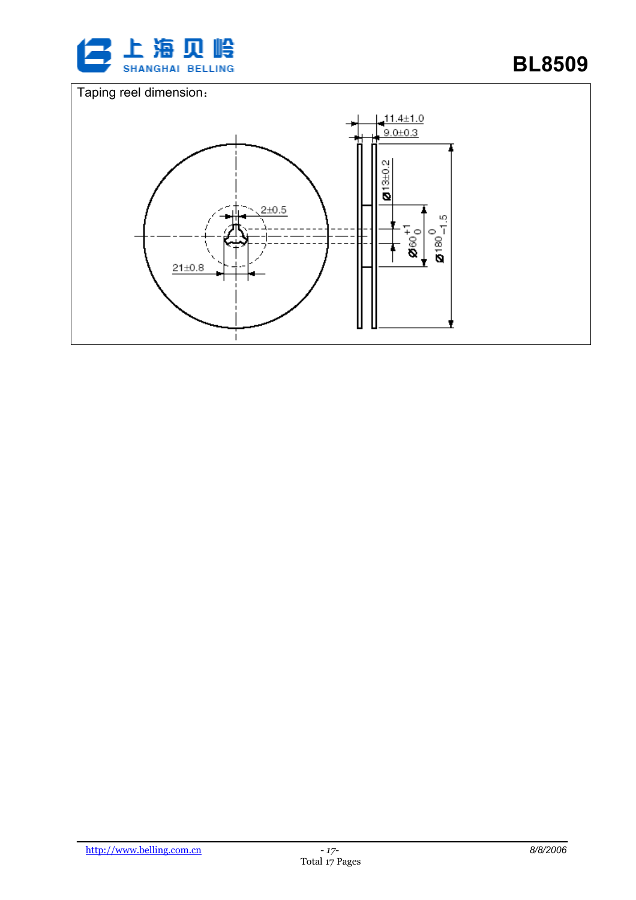Taping reel dimension：

11.4±1.0

9.0±0.3

2±0.5

21±0.8

Ø13±0.2

$Ø60^{+1}_{0}$

$Ø180^{0}_{-1.5}$